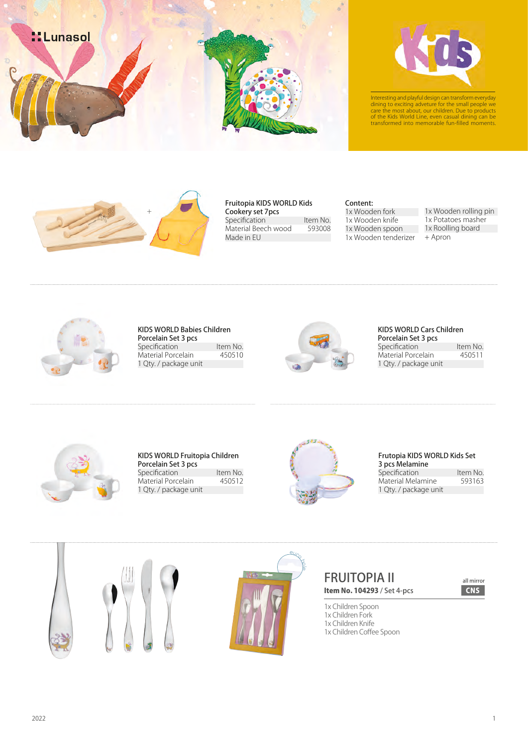Lunasol

# Kids

Interesting and playful design can transform everyday dining to exciting adveture for the small people we care the most about, our children. Due to products of the Kids World Line, even casual dining can be transformed into memorable fun-filled moments.

**Fruitopia KIDS WORLD Kids Cookery set 7pcs**

| Specification | Item No. |
|---|---|
| Material Beech wood | 593008 |
| Made in EU | |

**Content:**

| | |
|---|---|
| 1x Wooden fork | 1x Wooden rolling pin |
| 1x Wooden knife | 1x Potatoes masher |
| 1x Wooden spoon | 1x Roolling board |
| 1x Wooden tenderizer | + Apron |

**KIDS WORLD Babies Children Porcelain Set 3 pcs**

| Specification | Item No. |
|---|---|
| Material Porcelain | 450510 |
| 1 Qty. / package unit | |

**KIDS WORLD Cars Children Porcelain Set 3 pcs**

| Specification | Item No. |
|---|---|
| Material Porcelain | 450511 |
| 1 Qty. / package unit | |

**KIDS WORLD Fruitopia Children Porcelain Set 3 pcs**

| Specification | Item No. |
|---|---|
| Material Porcelain | 450512 |
| 1 Qty. / package unit | |

**Frutopia KIDS WORLD Kids Set 3 pcs Melamine**

| Specification | Item No. |
|---|---|
| Material Melamine | 593163 |
| 1 Qty. / package unit | |

## FRUITOPIA II

all mirror **CNS**

**Item No. 104293** / Set 4-pcs

1x Children Spoon
1x Children Fork
1x Children Knife
1x Children Coffee Spoon

2022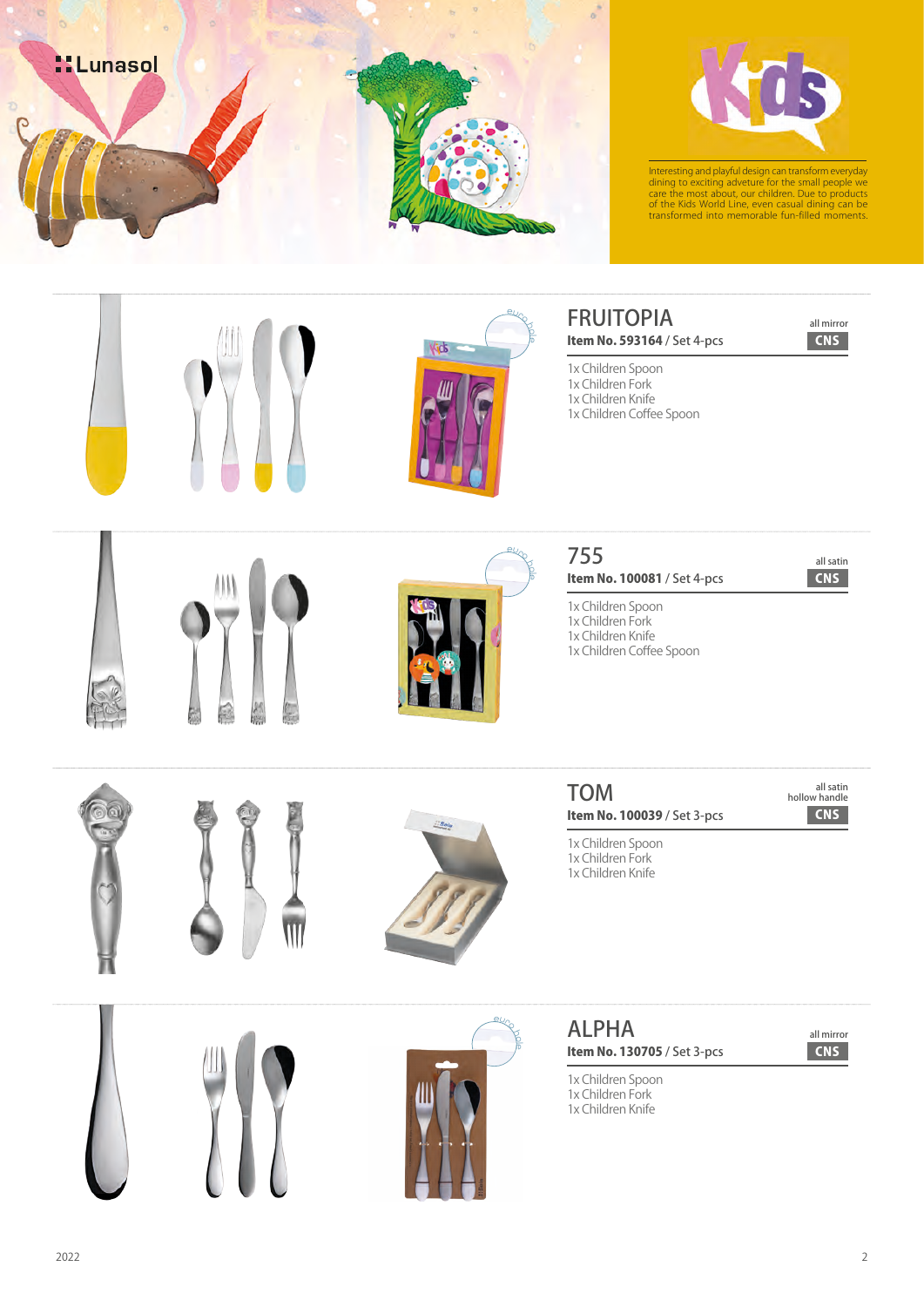Lunasol

Kids

Interesting and playful design can transform everyday dining to exciting adveture for the small people we care the most about, our children. Due to products of the Kids World Line, even casual dining can be transformed into memorable fun-filled moments.

## FRUITOPIA

**Item No. 593164** / Set 4-pcs

all mirror
CNS

1x Children Spoon
1x Children Fork
1x Children Knife
1x Children Coffee Spoon

## 755

**Item No. 100081** / Set 4-pcs

all satin
CNS

1x Children Spoon
1x Children Fork
1x Children Knife
1x Children Coffee Spoon

## TOM

**Item No. 100039** / Set 3-pcs

all satin
hollow handle
CNS

1x Children Spoon
1x Children Fork
1x Children Knife

## ALPHA

**Item No. 130705** / Set 3-pcs

all mirror
CNS

1x Children Spoon
1x Children Fork
1x Children Knife

2022